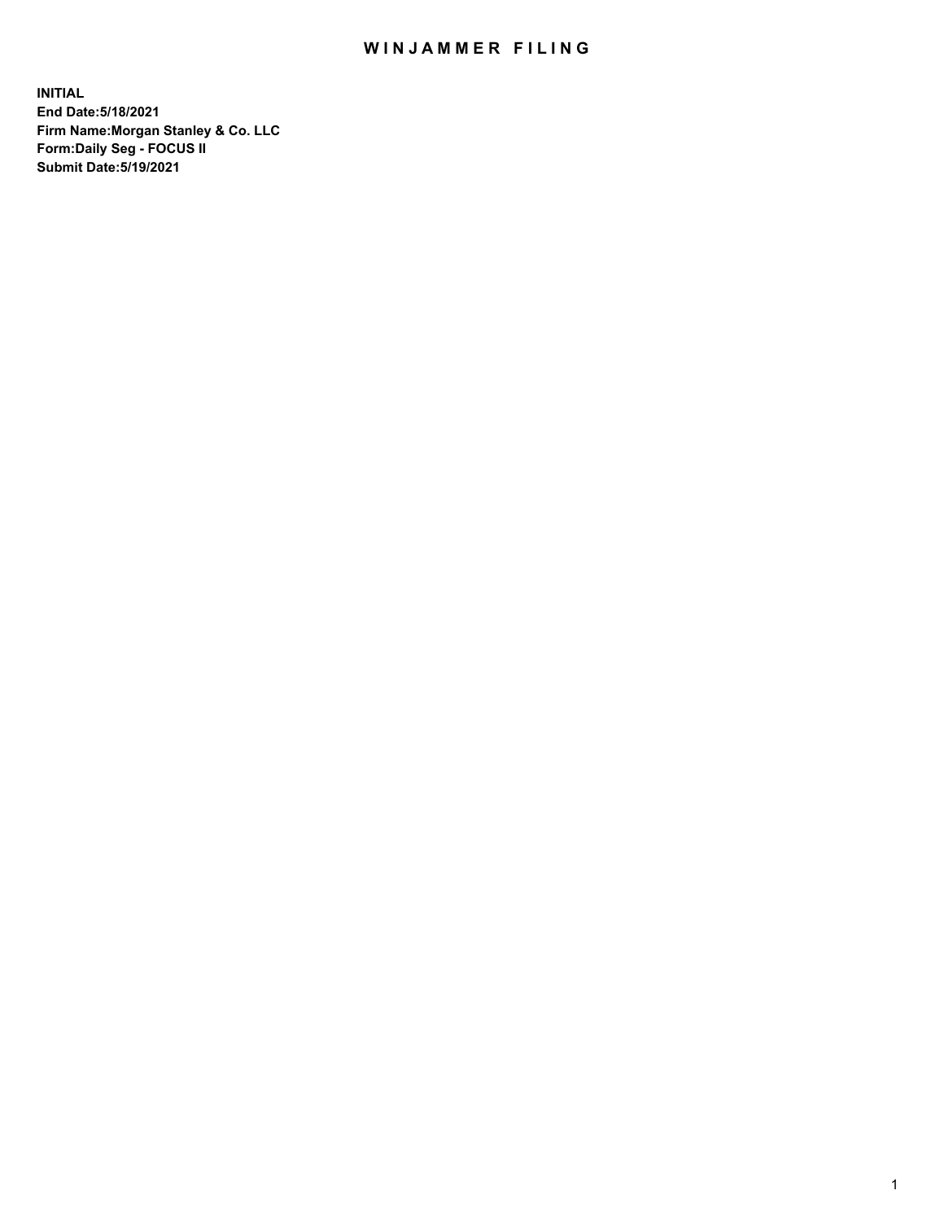# WINJAMMER FILING

**INITIAL**
**End Date:5/18/2021**
**Firm Name:Morgan Stanley & Co. LLC**
**Form:Daily Seg - FOCUS II**
**Submit Date:5/19/2021**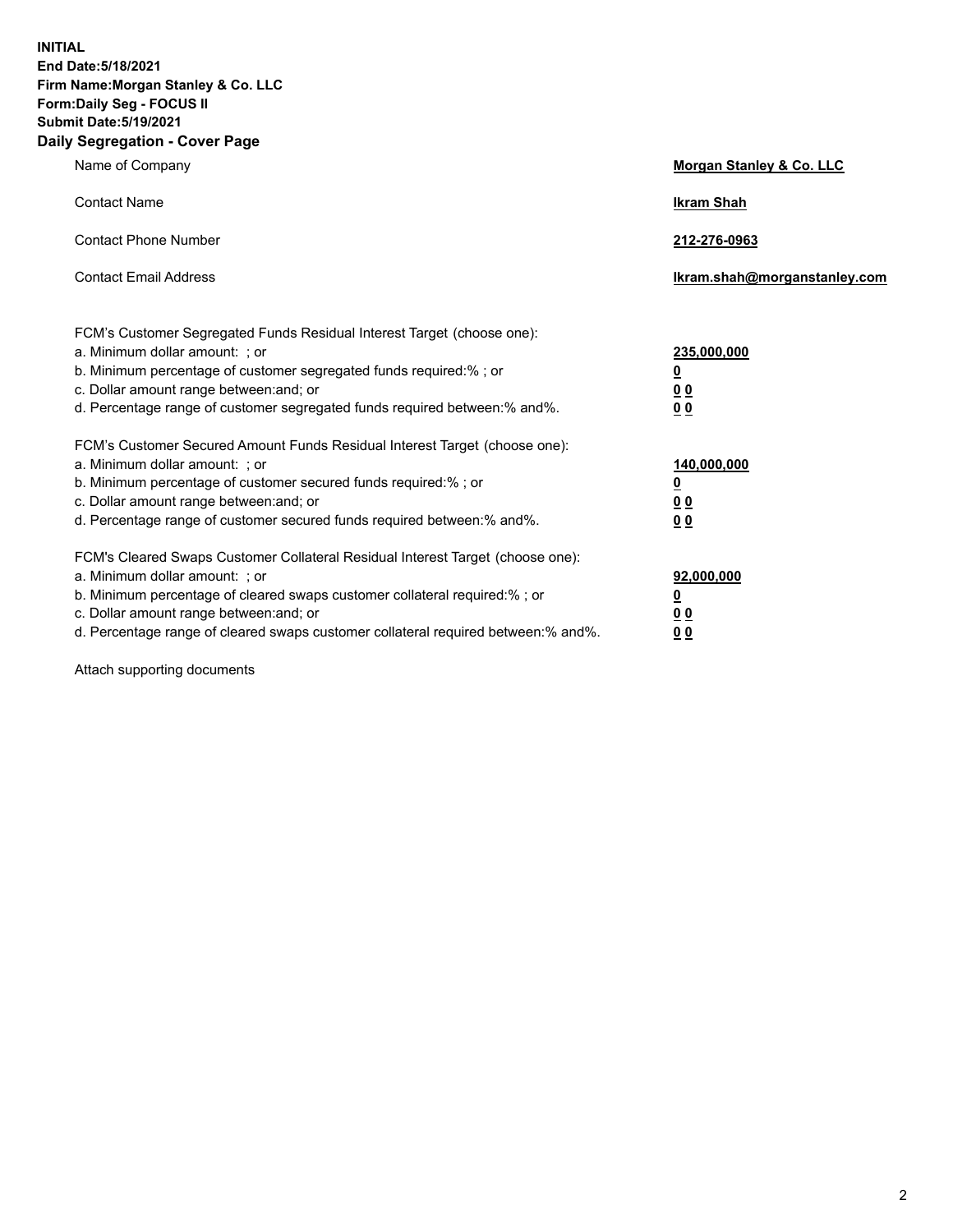**INITIAL**
**End Date:5/18/2021**
**Firm Name:Morgan Stanley & Co. LLC**
**Form:Daily Seg - FOCUS II**
**Submit Date:5/19/2021**
**Daily Segregation - Cover Page**

| | |
|---|---|
| Name of Company | **Morgan Stanley & Co. LLC** |
| Contact Name | **Ikram Shah** |
| Contact Phone Number | **212-276-0963** |
| Contact Email Address | **Ikram.shah@morganstanley.com** |

| | |
|---|---|
| FCM's Customer Segregated Funds Residual Interest Target (choose one): | |
| a. Minimum dollar amount: ; or | **235,000,000** |
| b. Minimum percentage of customer segregated funds required:% ; or | **0** |
| c. Dollar amount range between:and; or | **0 0** |
| d. Percentage range of customer segregated funds required between:% and%. | **0 0** |
| FCM's Customer Secured Amount Funds Residual Interest Target (choose one): | |
| a. Minimum dollar amount: ; or | **140,000,000** |
| b. Minimum percentage of customer secured funds required:% ; or | **0** |
| c. Dollar amount range between:and; or | **0 0** |
| d. Percentage range of customer secured funds required between:% and%. | **0 0** |
| FCM's Cleared Swaps Customer Collateral Residual Interest Target (choose one): | |
| a. Minimum dollar amount: ; or | **92,000,000** |
| b. Minimum percentage of cleared swaps customer collateral required:% ; or | **0** |
| c. Dollar amount range between:and; or | **0 0** |
| d. Percentage range of cleared swaps customer collateral required between:% and%. | **0 0** |

Attach supporting documents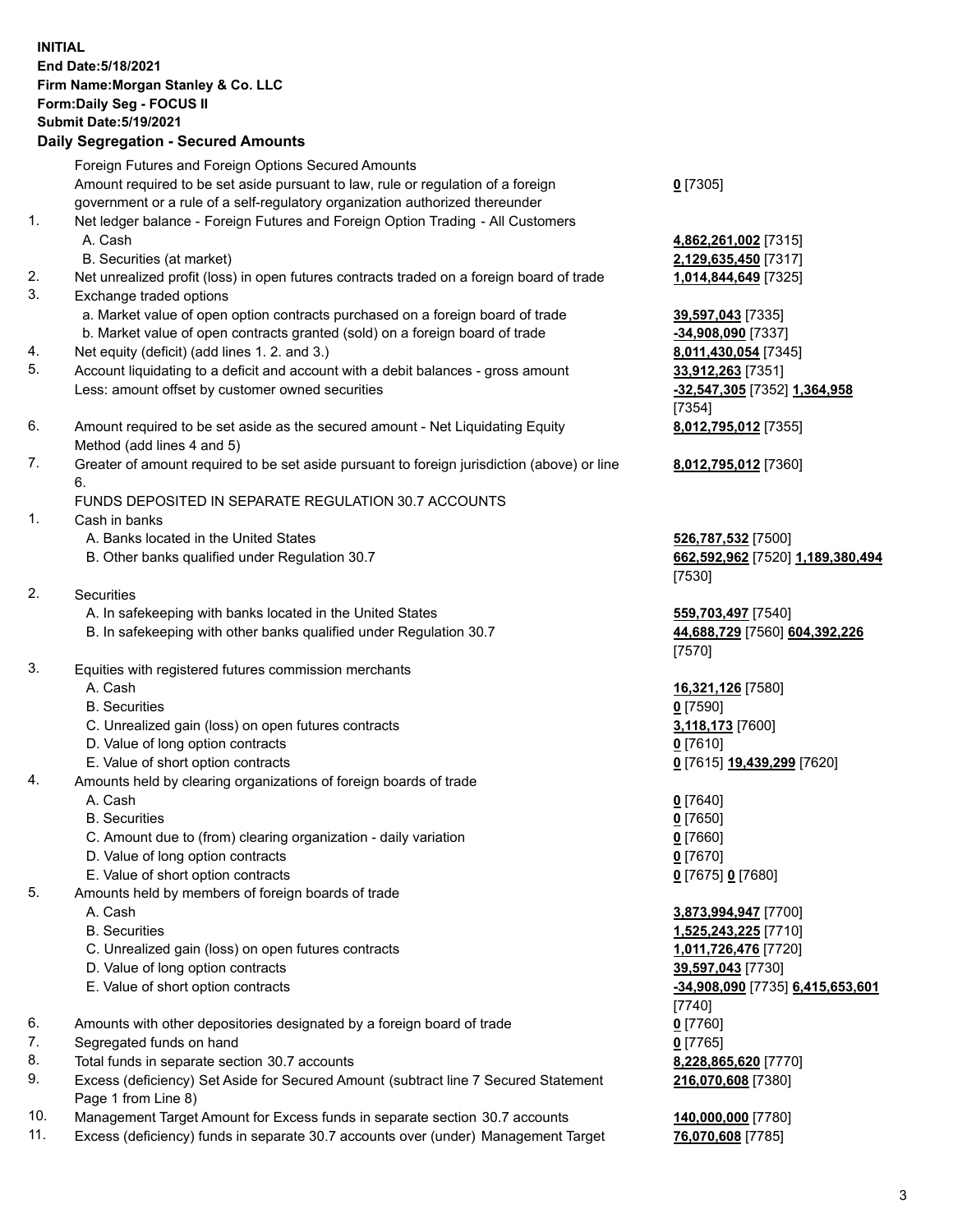**INITIAL**
**End Date:5/18/2021**
**Firm Name:Morgan Stanley & Co. LLC**
**Form:Daily Seg - FOCUS II**
**Submit Date:5/19/2021**

## Daily Segregation - Secured Amounts

| | | |
|---|---|---|
| | Foreign Futures and Foreign Options Secured Amounts | |
| | Amount required to be set aside pursuant to law, rule or regulation of a foreign government or a rule of a self-regulatory organization authorized thereunder | **0** [7305] |
| 1. | Net ledger balance - Foreign Futures and Foreign Option Trading - All Customers | |
| | A. Cash | **4,862,261,002** [7315] |
| | B. Securities (at market) | **2,129,635,450** [7317] |
| 2. | Net unrealized profit (loss) in open futures contracts traded on a foreign board of trade | **1,014,844,649** [7325] |
| 3. | Exchange traded options | |
| | a. Market value of open option contracts purchased on a foreign board of trade | **39,597,043** [7335] |
| | b. Market value of open contracts granted (sold) on a foreign board of trade | **-34,908,090** [7337] |
| 4. | Net equity (deficit) (add lines 1. 2. and 3.) | **8,011,430,054** [7345] |
| 5. | Account liquidating to a deficit and account with a debit balances - gross amount | **33,912,263** [7351] |
| | Less: amount offset by customer owned securities | **-32,547,305** [7352] **1,364,958** [7354] |
| 6. | Amount required to be set aside as the secured amount - Net Liquidating Equity Method (add lines 4 and 5) | **8,012,795,012** [7355] |
| 7. | Greater of amount required to be set aside pursuant to foreign jurisdiction (above) or line 6. | **8,012,795,012** [7360] |
| | FUNDS DEPOSITED IN SEPARATE REGULATION 30.7 ACCOUNTS | |
| 1. | Cash in banks | |
| | A. Banks located in the United States | **526,787,532** [7500] |
| | B. Other banks qualified under Regulation 30.7 | **662,592,962** [7520] **1,189,380,494** [7530] |
| 2. | Securities | |
| | A. In safekeeping with banks located in the United States | **559,703,497** [7540] |
| | B. In safekeeping with other banks qualified under Regulation 30.7 | **44,688,729** [7560] **604,392,226** [7570] |
| 3. | Equities with registered futures commission merchants | |
| | A. Cash | **16,321,126** [7580] |
| | B. Securities | **0** [7590] |
| | C. Unrealized gain (loss) on open futures contracts | **3,118,173** [7600] |
| | D. Value of long option contracts | **0** [7610] |
| | E. Value of short option contracts | **0** [7615] **19,439,299** [7620] |
| 4. | Amounts held by clearing organizations of foreign boards of trade | |
| | A. Cash | **0** [7640] |
| | B. Securities | **0** [7650] |
| | C. Amount due to (from) clearing organization - daily variation | **0** [7660] |
| | D. Value of long option contracts | **0** [7670] |
| | E. Value of short option contracts | **0** [7675] **0** [7680] |
| 5. | Amounts held by members of foreign boards of trade | |
| | A. Cash | **3,873,994,947** [7700] |
| | B. Securities | **1,525,243,225** [7710] |
| | C. Unrealized gain (loss) on open futures contracts | **1,011,726,476** [7720] |
| | D. Value of long option contracts | **39,597,043** [7730] |
| | E. Value of short option contracts | **-34,908,090** [7735] **6,415,653,601** [7740] |
| 6. | Amounts with other depositories designated by a foreign board of trade | **0** [7760] |
| 7. | Segregated funds on hand | **0** [7765] |
| 8. | Total funds in separate section 30.7 accounts | **8,228,865,620** [7770] |
| 9. | Excess (deficiency) Set Aside for Secured Amount (subtract line 7 Secured Statement Page 1 from Line 8) | **216,070,608** [7380] |
| 10. | Management Target Amount for Excess funds in separate section 30.7 accounts | **140,000,000** [7780] |
| 11. | Excess (deficiency) funds in separate 30.7 accounts over (under) Management Target | **76,070,608** [7785] |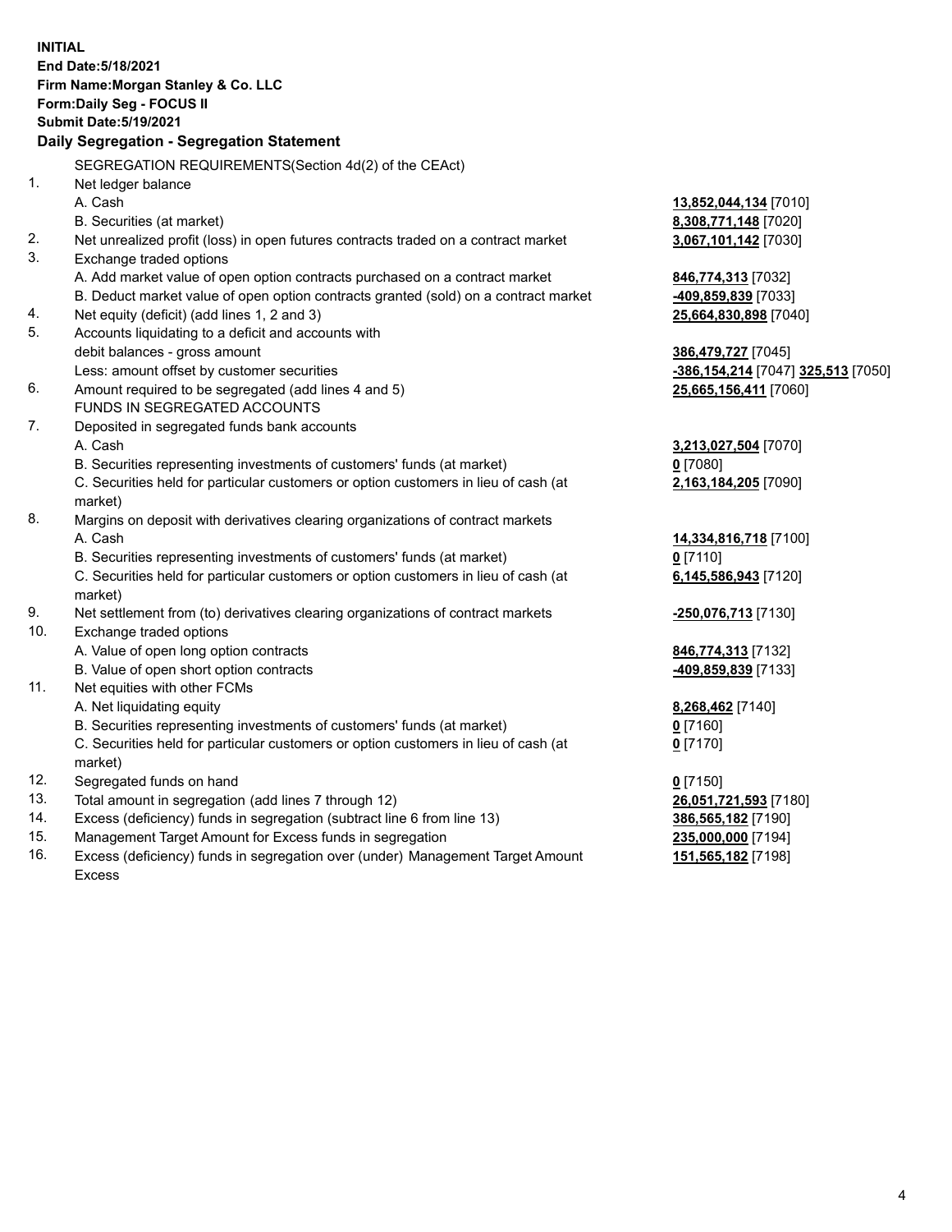**INITIAL**
**End Date:5/18/2021**
**Firm Name:Morgan Stanley & Co. LLC**
**Form:Daily Seg - FOCUS II**
**Submit Date:5/19/2021**

## Daily Segregation - Segregation Statement

SEGREGATION REQUIREMENTS(Section 4d(2) of the CEAct)

| | | |
|---|---|---|
| 1. | Net ledger balance | |
| | A. Cash | **13,852,044,134** [7010] |
| | B. Securities (at market) | **8,308,771,148** [7020] |
| 2. | Net unrealized profit (loss) in open futures contracts traded on a contract market | **3,067,101,142** [7030] |
| 3. | Exchange traded options | |
| | A. Add market value of open option contracts purchased on a contract market | **846,774,313** [7032] |
| | B. Deduct market value of open option contracts granted (sold) on a contract market | **-409,859,839** [7033] |
| 4. | Net equity (deficit) (add lines 1, 2 and 3) | **25,664,830,898** [7040] |
| 5. | Accounts liquidating to a deficit and accounts with debit balances - gross amount | **386,479,727** [7045] |
| | Less: amount offset by customer securities | **-386,154,214** [7047] **325,513** [7050] |
| 6. | Amount required to be segregated (add lines 4 and 5) | **25,665,156,411** [7060] |
| | FUNDS IN SEGREGATED ACCOUNTS | |
| 7. | Deposited in segregated funds bank accounts | |
| | A. Cash | **3,213,027,504** [7070] |
| | B. Securities representing investments of customers' funds (at market) | **0** [7080] |
| | C. Securities held for particular customers or option customers in lieu of cash (at market) | **2,163,184,205** [7090] |
| 8. | Margins on deposit with derivatives clearing organizations of contract markets | |
| | A. Cash | **14,334,816,718** [7100] |
| | B. Securities representing investments of customers' funds (at market) | **0** [7110] |
| | C. Securities held for particular customers or option customers in lieu of cash (at market) | **6,145,586,943** [7120] |
| 9. | Net settlement from (to) derivatives clearing organizations of contract markets | **-250,076,713** [7130] |
| 10. | Exchange traded options | |
| | A. Value of open long option contracts | **846,774,313** [7132] |
| | B. Value of open short option contracts | **-409,859,839** [7133] |
| 11. | Net equities with other FCMs | |
| | A. Net liquidating equity | **8,268,462** [7140] |
| | B. Securities representing investments of customers' funds (at market) | **0** [7160] |
| | C. Securities held for particular customers or option customers in lieu of cash (at market) | **0** [7170] |
| 12. | Segregated funds on hand | **0** [7150] |
| 13. | Total amount in segregation (add lines 7 through 12) | **26,051,721,593** [7180] |
| 14. | Excess (deficiency) funds in segregation (subtract line 6 from line 13) | **386,565,182** [7190] |
| 15. | Management Target Amount for Excess funds in segregation | **235,000,000** [7194] |
| 16. | Excess (deficiency) funds in segregation over (under) Management Target Amount Excess | **151,565,182** [7198] |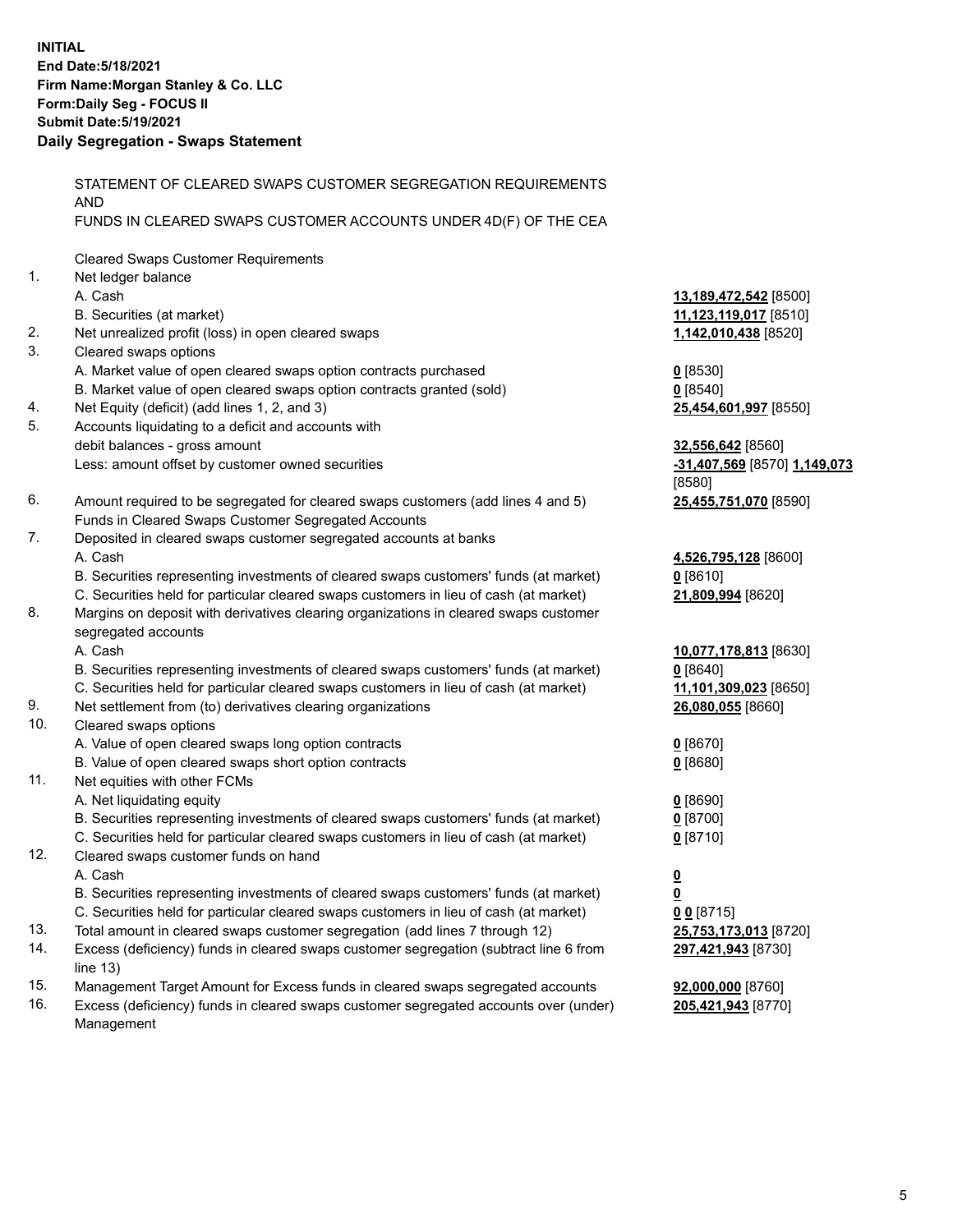**INITIAL**
**End Date:5/18/2021**
**Firm Name:Morgan Stanley & Co. LLC**
**Form:Daily Seg - FOCUS II**
**Submit Date:5/19/2021**
**Daily Segregation - Swaps Statement**

STATEMENT OF CLEARED SWAPS CUSTOMER SEGREGATION REQUIREMENTS AND FUNDS IN CLEARED SWAPS CUSTOMER ACCOUNTS UNDER 4D(F) OF THE CEA

| | | |
|---|---|---|
| | Cleared Swaps Customer Requirements | |
| 1. | Net ledger balance | |
| | A. Cash | **13,189,472,542** [8500] |
| | B. Securities (at market) | **11,123,119,017** [8510] |
| 2. | Net unrealized profit (loss) in open cleared swaps | **1,142,010,438** [8520] |
| 3. | Cleared swaps options | |
| | A. Market value of open cleared swaps option contracts purchased | **0** [8530] |
| | B. Market value of open cleared swaps option contracts granted (sold) | **0** [8540] |
| 4. | Net Equity (deficit) (add lines 1, 2, and 3) | **25,454,601,997** [8550] |
| 5. | Accounts liquidating to a deficit and accounts with debit balances - gross amount | **32,556,642** [8560] |
| | Less: amount offset by customer owned securities | **-31,407,569** [8570] **1,149,073** [8580] |
| 6. | Amount required to be segregated for cleared swaps customers (add lines 4 and 5) | **25,455,751,070** [8590] |
| | Funds in Cleared Swaps Customer Segregated Accounts | |
| 7. | Deposited in cleared swaps customer segregated accounts at banks | |
| | A. Cash | **4,526,795,128** [8600] |
| | B. Securities representing investments of cleared swaps customers' funds (at market) | **0** [8610] |
| | C. Securities held for particular cleared swaps customers in lieu of cash (at market) | **21,809,994** [8620] |
| 8. | Margins on deposit with derivatives clearing organizations in cleared swaps customer segregated accounts | |
| | A. Cash | **10,077,178,813** [8630] |
| | B. Securities representing investments of cleared swaps customers' funds (at market) | **0** [8640] |
| | C. Securities held for particular cleared swaps customers in lieu of cash (at market) | **11,101,309,023** [8650] |
| 9. | Net settlement from (to) derivatives clearing organizations | **26,080,055** [8660] |
| 10. | Cleared swaps options | |
| | A. Value of open cleared swaps long option contracts | **0** [8670] |
| | B. Value of open cleared swaps short option contracts | **0** [8680] |
| 11. | Net equities with other FCMs | |
| | A. Net liquidating equity | **0** [8690] |
| | B. Securities representing investments of cleared swaps customers' funds (at market) | **0** [8700] |
| | C. Securities held for particular cleared swaps customers in lieu of cash (at market) | **0** [8710] |
| 12. | Cleared swaps customer funds on hand | |
| | A. Cash | **0** |
| | B. Securities representing investments of cleared swaps customers' funds (at market) | **0** |
| | C. Securities held for particular cleared swaps customers in lieu of cash (at market) | **0** **0** [8715] |
| 13. | Total amount in cleared swaps customer segregation (add lines 7 through 12) | **25,753,173,013** [8720] |
| 14. | Excess (deficiency) funds in cleared swaps customer segregation (subtract line 6 from line 13) | **297,421,943** [8730] |
| 15. | Management Target Amount for Excess funds in cleared swaps segregated accounts | **92,000,000** [8760] |
| 16. | Excess (deficiency) funds in cleared swaps customer segregated accounts over (under) Management | **205,421,943** [8770] |